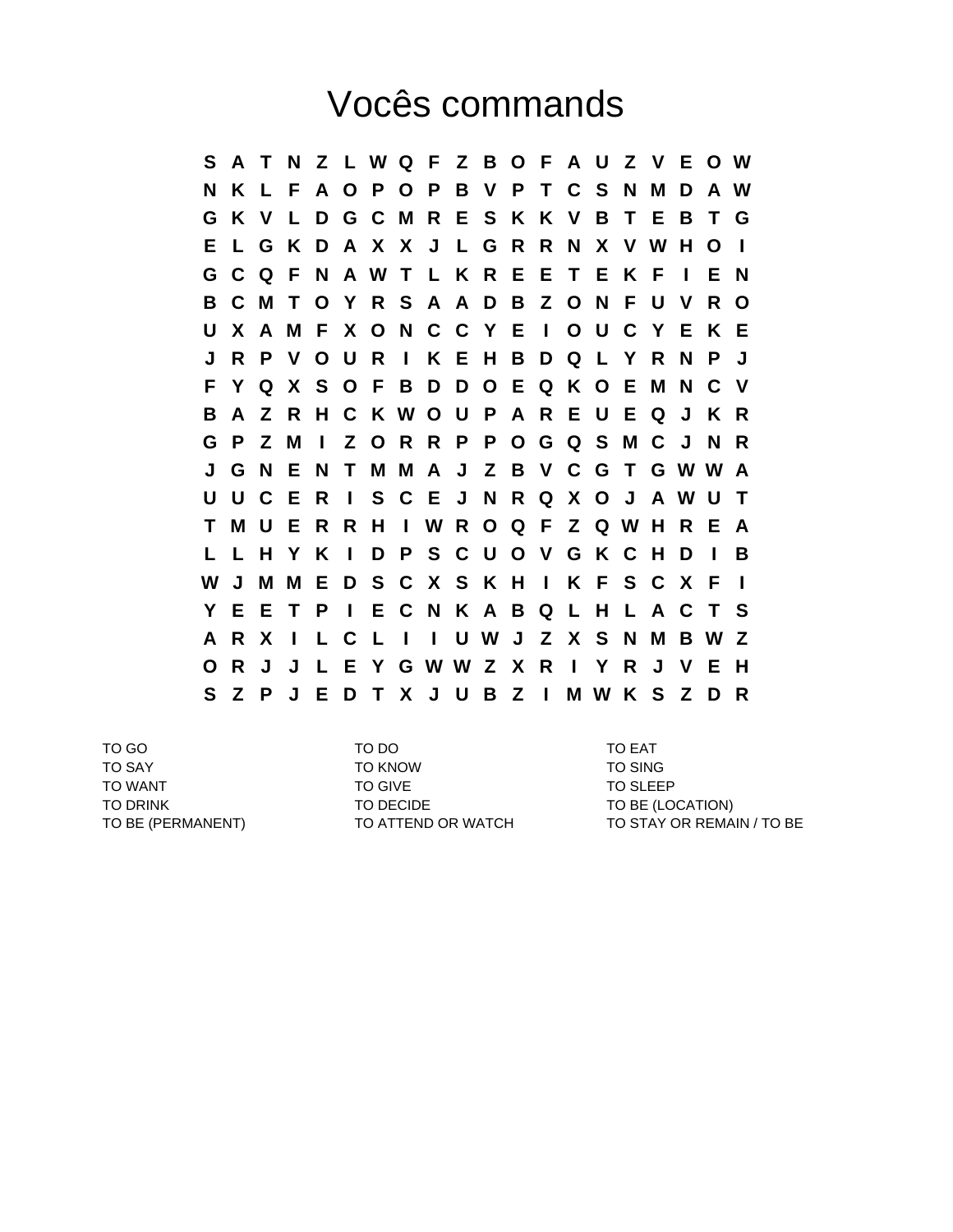# Vocês commands

```
S A T N Z L W Q F Z B O F A U Z V E O W
N K L F A O P O P B V P T C S N M D A W
G K V L D G C M R E S K K V B T E B T G
E L G K D A X X J L G R R N X V W H O I
G C Q F N A W T L K R E E T E K F I E N
B C M T O Y R S A A D B Z O N F U V R O
U X A M F X O N C C Y E I O U C Y E K E
J R P V O U R I K E H B D Q L Y R N P J
F Y Q X S O F B D D O E Q K O E M N C V
B A Z R H C K W O U P A R E U E Q J K R
G P Z M I Z O R R P P O G Q S M C J N R
J G N E N T M M A J Z B V C G T G W W A
U U C E R I S C E J N R Q X O J A W U T
T M U E R R H I W R O Q F Z Q W H R E A
L L H Y K I D P S C U O V G K C H D I B
W J M M E D S C X S K H I K F S C X F I
Y E E T P I E C N K A B Q L H L A C T S
A R X I L C L I I U W J Z X S N M B W Z
O R J J L E Y G W W Z X R I Y R J V E H
S Z P J E D T X J U B Z I M W K S Z D R
```

| | | |
|---|---|---|
| TO GO | TO DO | TO EAT |
| TO SAY | TO KNOW | TO SING |
| TO WANT | TO GIVE | TO SLEEP |
| TO DRINK | TO DECIDE | TO BE (LOCATION) |
| TO BE (PERMANENT) | TO ATTEND OR WATCH | TO STAY OR REMAIN / TO BE |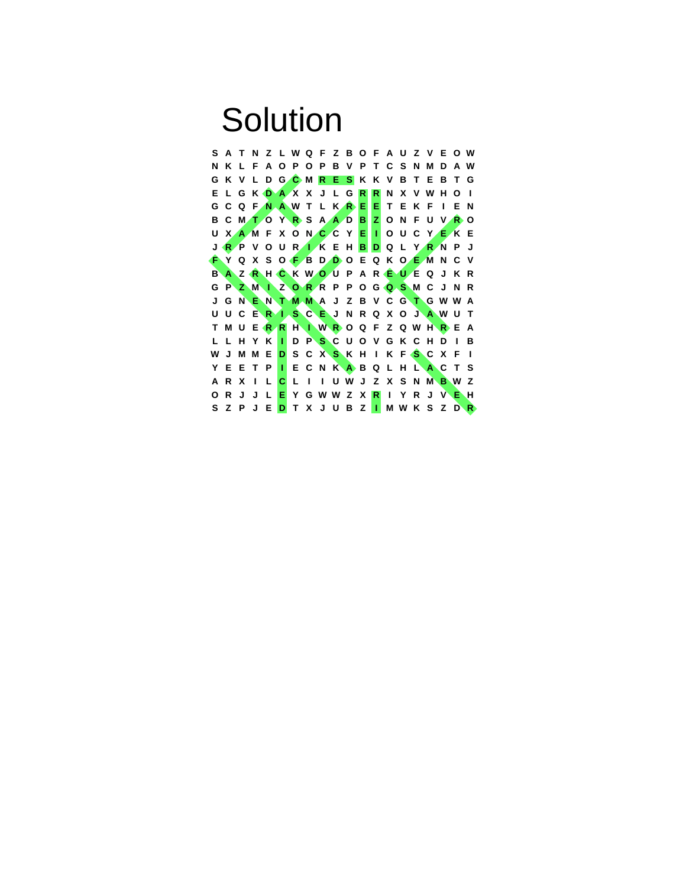# Solution

```
S A T N Z L W Q F Z B O F A U Z V E O W
N K L F A O P O P B V P T C S N M D A W
G K V L D G C M R E S K K V B T E B T G
E L G K D A X X J L G R R N X V W H O I
G C Q F N A W T L K R E E T E K F I E N
B C M T O Y R S A A D B Z O N F U V R O
U X A M F X O N C C Y E I O U C Y E K E
J R P V O U R I K E H B D Q L Y R N P J
F Y Q X S O F B D D O E Q K O E M N C V
B A Z R H C K W O U P A R E U E Q J K R
G P Z M I Z O R R P P O G Q S M C J N R
J G N E N T M M A J Z B V C G T G W W A
U U C E R I S C E J N R Q X O J A W U T
T M U E R R H I W R O Q F Z Q W H R E A
L L H Y K I D P S C U O V G K C H D I B
W J M M E D S C X S K H I K F S C X F I
Y E E T P I E C N K A B Q L H L A C T S
A R X I L C L I I U W J Z X S N M B W Z
O R J J L E Y G W W Z X R I Y R J V E H
S Z P J E D T X J U B Z I M W K S Z D R
```